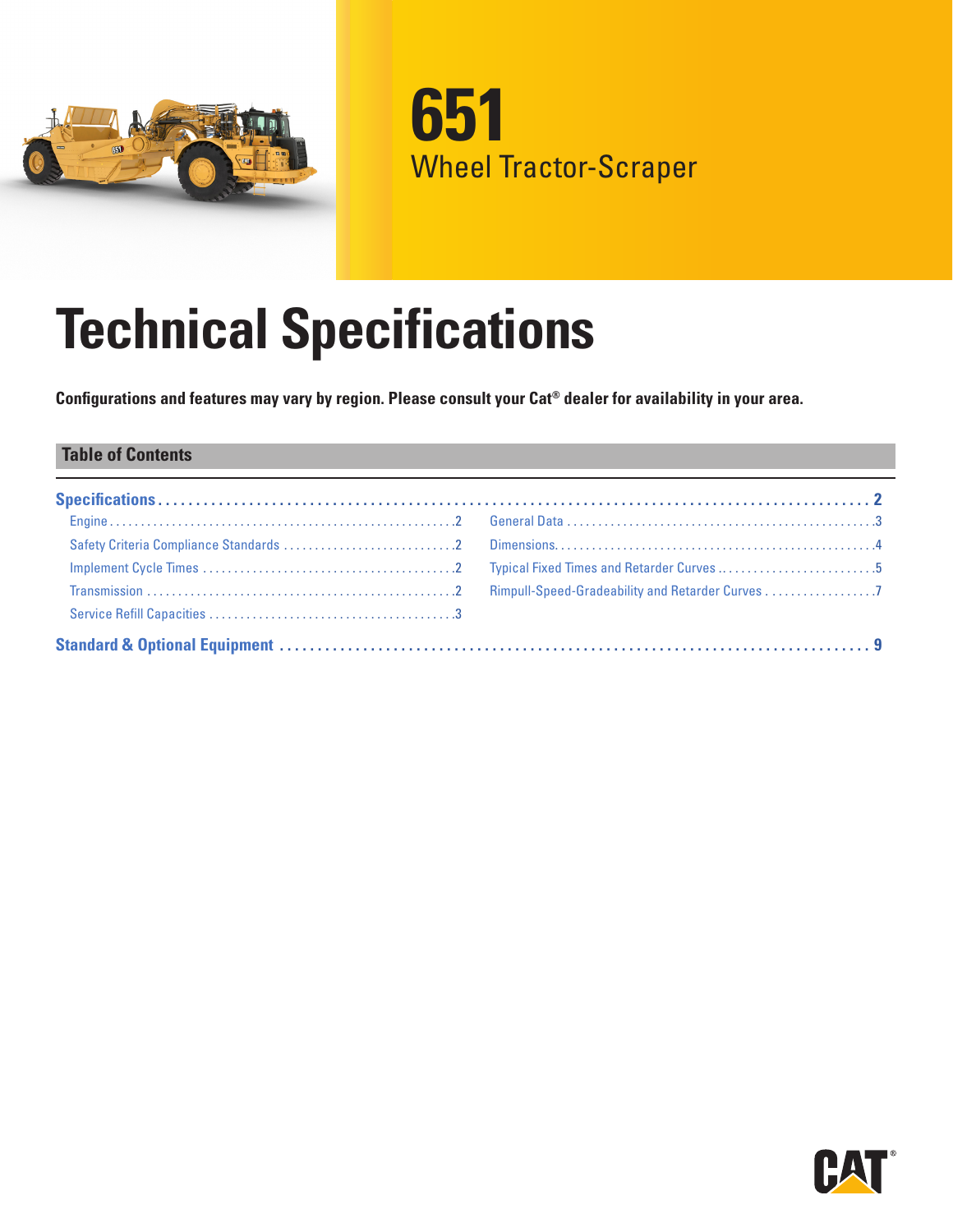# 651

## Wheel Tractor-Scraper

# Technical Specifications

**Configurations and features may vary by region. Please consult your Cat® dealer for availability in your area.**

## Table of Contents

**Specifications** ........ 2

- Engine ........ 2
- Safety Criteria Compliance Standards ........ 2
- Implement Cycle Times ........ 2
- Transmission ........ 2
- Service Refill Capacities ........ 3
- General Data ........ 3
- Dimensions ........ 4
- Typical Fixed Times and Retarder Curves ........ 5
- Rimpull-Speed-Gradeability and Retarder Curves ........ 7

**Standard & Optional Equipment** ........ 9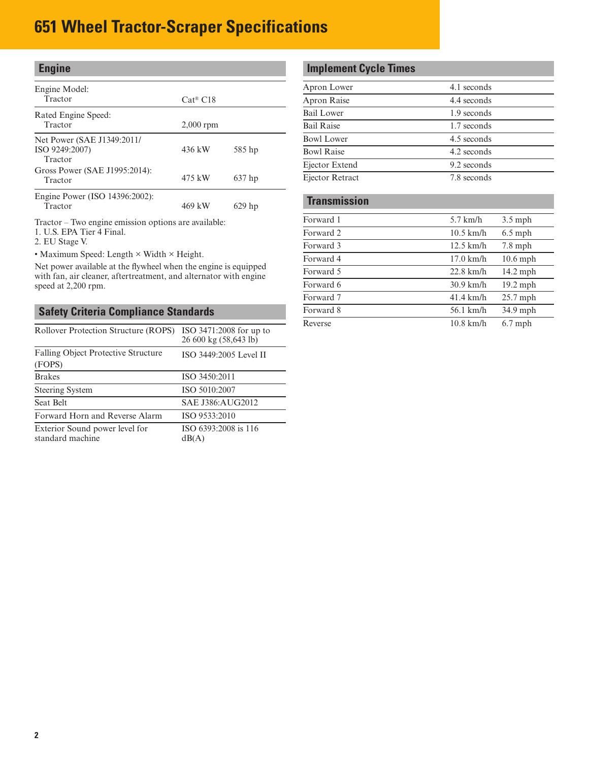# 651 Wheel Tractor-Scraper Specifications

## Engine

| | | |
|---|---|---|
| Engine Model: Tractor | Cat® C18 | |
| Rated Engine Speed: Tractor | 2,000 rpm | |
| Net Power (SAE J1349:2011/ ISO 9249:2007) Tractor | 436 kW | 585 hp |
| Gross Power (SAE J1995:2014): Tractor | 475 kW | 637 hp |
| Engine Power (ISO 14396:2002): Tractor | 469 kW | 629 hp |

Tractor – Two engine emission options are available:
1. U.S. EPA Tier 4 Final.
2. EU Stage V.

• Maximum Speed: Length × Width × Height.

Net power available at the flywheel when the engine is equipped with fan, air cleaner, aftertreatment, and alternator with engine speed at 2,200 rpm.

## Safety Criteria Compliance Standards

| | |
|---|---|
| Rollover Protection Structure (ROPS) | ISO 3471:2008 for up to 26 600 kg (58,643 lb) |
| Falling Object Protective Structure (FOPS) | ISO 3449:2005 Level II |
| Brakes | ISO 3450:2011 |
| Steering System | ISO 5010:2007 |
| Seat Belt | SAE J386:AUG2012 |
| Forward Horn and Reverse Alarm | ISO 9533:2010 |
| Exterior Sound power level for standard machine | ISO 6393:2008 is 116 dB(A) |

## Implement Cycle Times

| | |
|---|---|
| Apron Lower | 4.1 seconds |
| Apron Raise | 4.4 seconds |
| Bail Lower | 1.9 seconds |
| Bail Raise | 1.7 seconds |
| Bowl Lower | 4.5 seconds |
| Bowl Raise | 4.2 seconds |
| Ejector Extend | 9.2 seconds |
| Ejector Retract | 7.8 seconds |

## Transmission

| | | |
|---|---|---|
| Forward 1 | 5.7 km/h | 3.5 mph |
| Forward 2 | 10.5 km/h | 6.5 mph |
| Forward 3 | 12.5 km/h | 7.8 mph |
| Forward 4 | 17.0 km/h | 10.6 mph |
| Forward 5 | 22.8 km/h | 14.2 mph |
| Forward 6 | 30.9 km/h | 19.2 mph |
| Forward 7 | 41.4 km/h | 25.7 mph |
| Forward 8 | 56.1 km/h | 34.9 mph |
| Reverse | 10.8 km/h | 6.7 mph |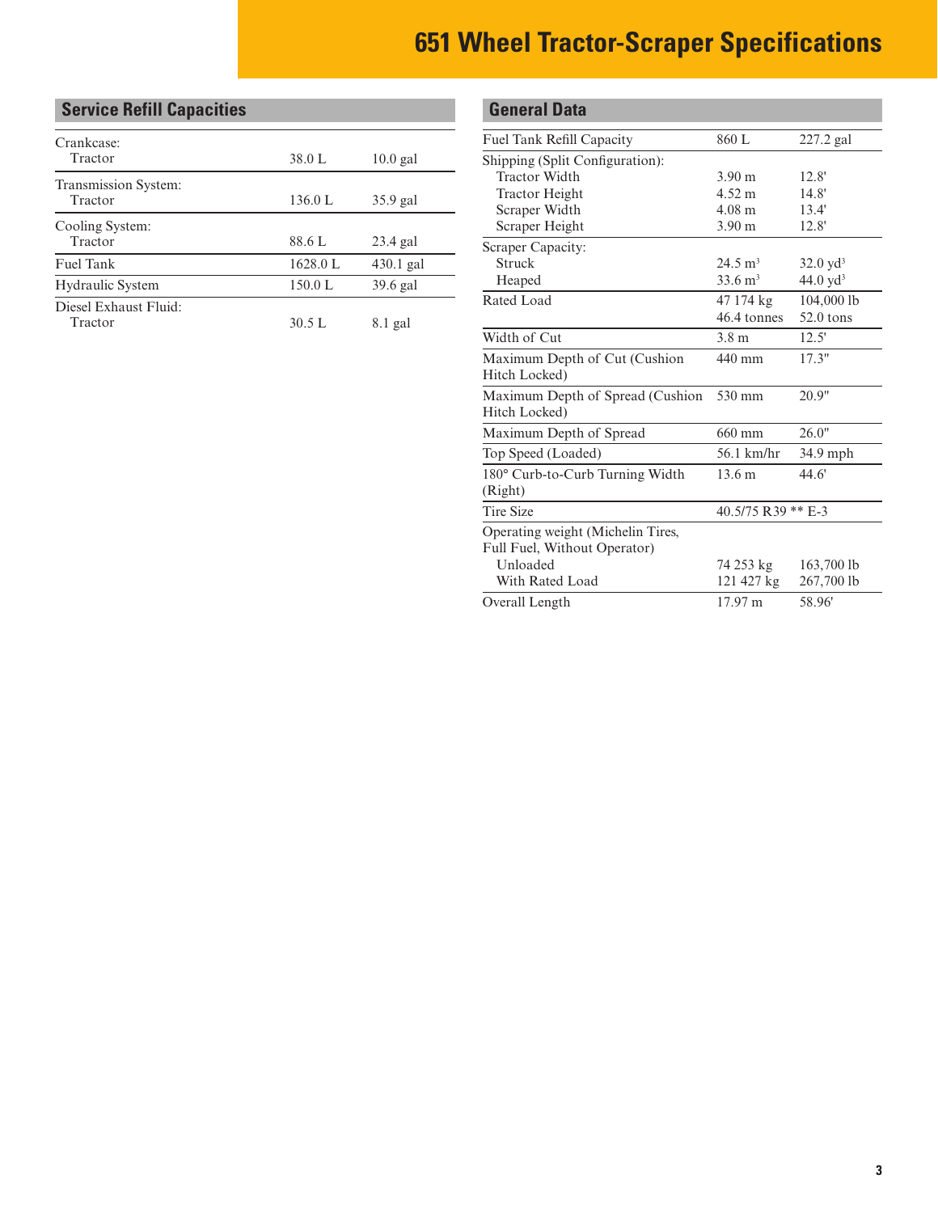# 651 Wheel Tractor-Scraper Specifications

## Service Refill Capacities

| | | |
|---|---|---|
| Crankcase: | | |
| Tractor | 38.0 L | 10.0 gal |
| Transmission System: | | |
| Tractor | 136.0 L | 35.9 gal |
| Cooling System: | | |
| Tractor | 88.6 L | 23.4 gal |
| Fuel Tank | 1628.0 L | 430.1 gal |
| Hydraulic System | 150.0 L | 39.6 gal |
| Diesel Exhaust Fluid: | | |
| Tractor | 30.5 L | 8.1 gal |

## General Data

| | | |
|---|---|---|
| Fuel Tank Refill Capacity | 860 L | 227.2 gal |
| Shipping (Split Configuration): | | |
| Tractor Width | 3.90 m | 12.8' |
| Tractor Height | 4.52 m | 14.8' |
| Scraper Width | 4.08 m | 13.4' |
| Scraper Height | 3.90 m | 12.8' |
| Scraper Capacity: | | |
| Struck | 24.5 m³ | 32.0 yd³ |
| Heaped | 33.6 m³ | 44.0 yd³ |
| Rated Load | 47 174 kg | 104,000 lb |
| | 46.4 tonnes | 52.0 tons |
| Width of Cut | 3.8 m | 12.5' |
| Maximum Depth of Cut (Cushion Hitch Locked) | 440 mm | 17.3" |
| Maximum Depth of Spread (Cushion Hitch Locked) | 530 mm | 20.9" |
| Maximum Depth of Spread | 660 mm | 26.0" |
| Top Speed (Loaded) | 56.1 km/hr | 34.9 mph |
| 180° Curb-to-Curb Turning Width (Right) | 13.6 m | 44.6' |
| Tire Size | 40.5/75 R39 ** E-3 | |
| Operating weight (Michelin Tires, Full Fuel, Without Operator) | | |
| Unloaded | 74 253 kg | 163,700 lb |
| With Rated Load | 121 427 kg | 267,700 lb |
| Overall Length | 17.97 m | 58.96' |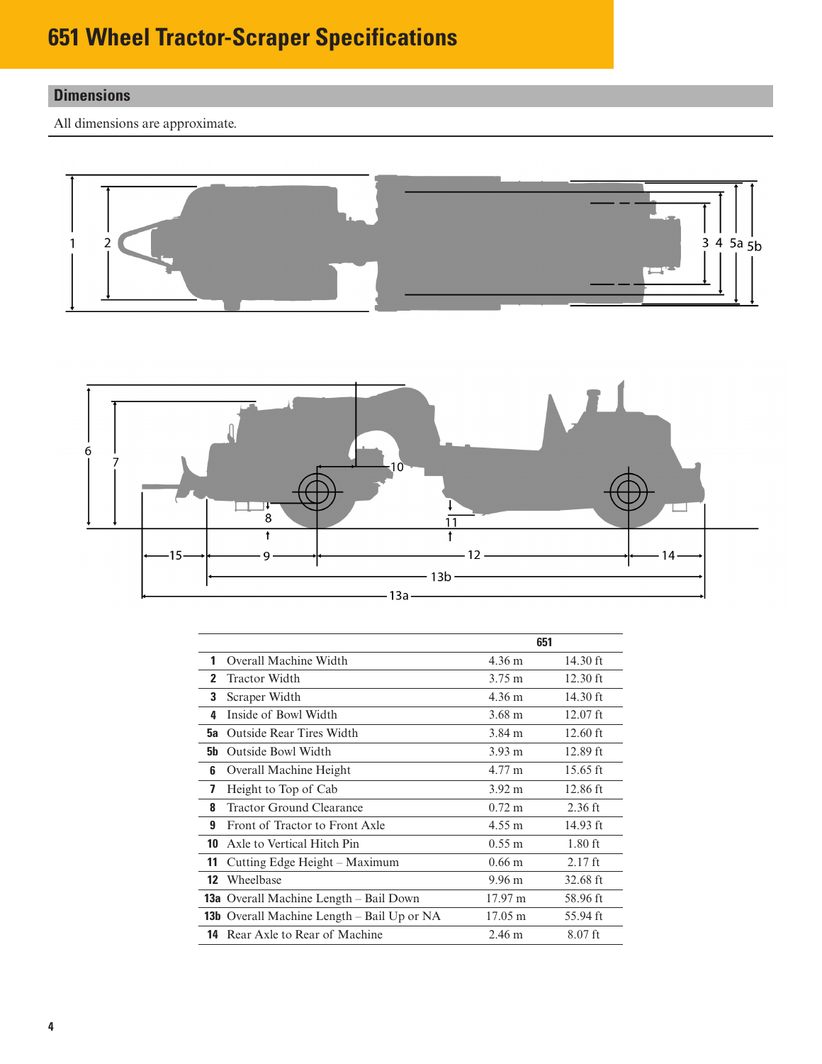# 651 Wheel Tractor-Scraper Specifications

## Dimensions

All dimensions are approximate.

| | | 651 | |
|---|---|---|---|
| **1** | Overall Machine Width | 4.36 m | 14.30 ft |
| **2** | Tractor Width | 3.75 m | 12.30 ft |
| **3** | Scraper Width | 4.36 m | 14.30 ft |
| **4** | Inside of Bowl Width | 3.68 m | 12.07 ft |
| **5a** | Outside Rear Tires Width | 3.84 m | 12.60 ft |
| **5b** | Outside Bowl Width | 3.93 m | 12.89 ft |
| **6** | Overall Machine Height | 4.77 m | 15.65 ft |
| **7** | Height to Top of Cab | 3.92 m | 12.86 ft |
| **8** | Tractor Ground Clearance | 0.72 m | 2.36 ft |
| **9** | Front of Tractor to Front Axle | 4.55 m | 14.93 ft |
| **10** | Axle to Vertical Hitch Pin | 0.55 m | 1.80 ft |
| **11** | Cutting Edge Height – Maximum | 0.66 m | 2.17 ft |
| **12** | Wheelbase | 9.96 m | 32.68 ft |
| **13a** | Overall Machine Length – Bail Down | 17.97 m | 58.96 ft |
| **13b** | Overall Machine Length – Bail Up or NA | 17.05 m | 55.94 ft |
| **14** | Rear Axle to Rear of Machine | 2.46 m | 8.07 ft |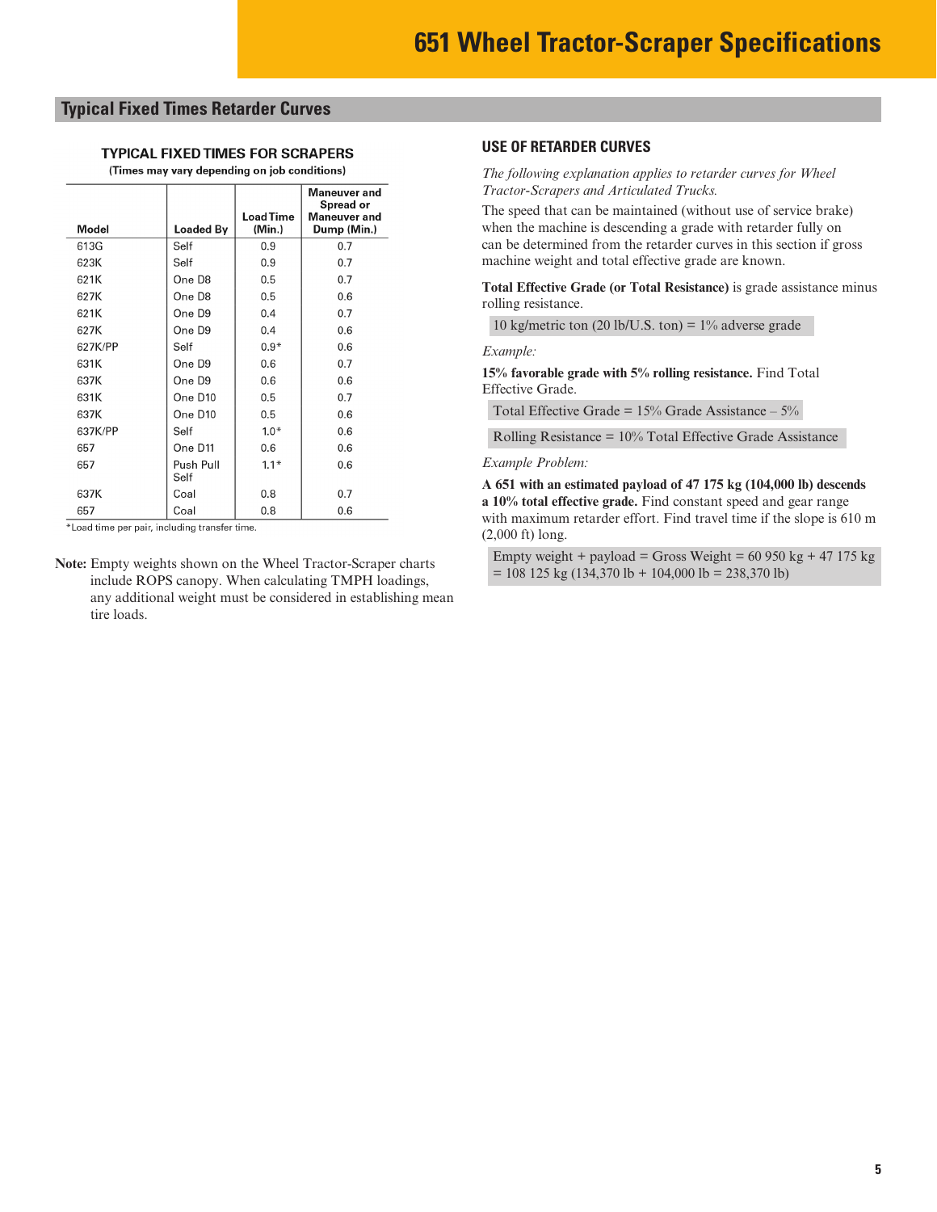## Typical Fixed Times Retarder Curves

**TYPICAL FIXED TIMES FOR SCRAPERS**
**(Times may vary depending on job conditions)**

| Model | Loaded By | Load Time (Min.) | Maneuver and Spread or Maneuver and Dump (Min.) |
|---|---|---|---|
| 613G | Self | 0.9 | 0.7 |
| 623K | Self | 0.9 | 0.7 |
| 621K | One D8 | 0.5 | 0.7 |
| 627K | One D8 | 0.5 | 0.6 |
| 621K | One D9 | 0.4 | 0.7 |
| 627K | One D9 | 0.4 | 0.6 |
| 627K/PP | Self | 0.9* | 0.6 |
| 631K | One D9 | 0.6 | 0.7 |
| 637K | One D9 | 0.6 | 0.6 |
| 631K | One D10 | 0.5 | 0.7 |
| 637K | One D10 | 0.5 | 0.6 |
| 637K/PP | Self | 1.0* | 0.6 |
| 657 | One D11 | 0.6 | 0.6 |
| 657 | Push Pull Self | 1.1* | 0.6 |
| 637K | Coal | 0.8 | 0.7 |
| 657 | Coal | 0.8 | 0.6 |

*Load time per pair, including transfer time.

**Note:** Empty weights shown on the Wheel Tractor-Scraper charts include ROPS canopy. When calculating TMPH loadings, any additional weight must be considered in establishing mean tire loads.

### USE OF RETARDER CURVES

*The following explanation applies to retarder curves for Wheel Tractor-Scrapers and Articulated Trucks.*

The speed that can be maintained (without use of service brake) when the machine is descending a grade with retarder fully on can be determined from the retarder curves in this section if gross machine weight and total effective grade are known.

**Total Effective Grade (or Total Resistance)** is grade assistance minus rolling resistance.

10 kg/metric ton (20 lb/U.S. ton) = 1% adverse grade

*Example:*

**15% favorable grade with 5% rolling resistance.** Find Total Effective Grade.

Total Effective Grade = 15% Grade Assistance – 5%

Rolling Resistance = 10% Total Effective Grade Assistance

*Example Problem:*

**A 651 with an estimated payload of 47 175 kg (104,000 lb) descends a 10% total effective grade.** Find constant speed and gear range with maximum retarder effort. Find travel time if the slope is 610 m (2,000 ft) long.

Empty weight + payload = Gross Weight = 60 950 kg + 47 175 kg = 108 125 kg (134,370 lb + 104,000 lb = 238,370 lb)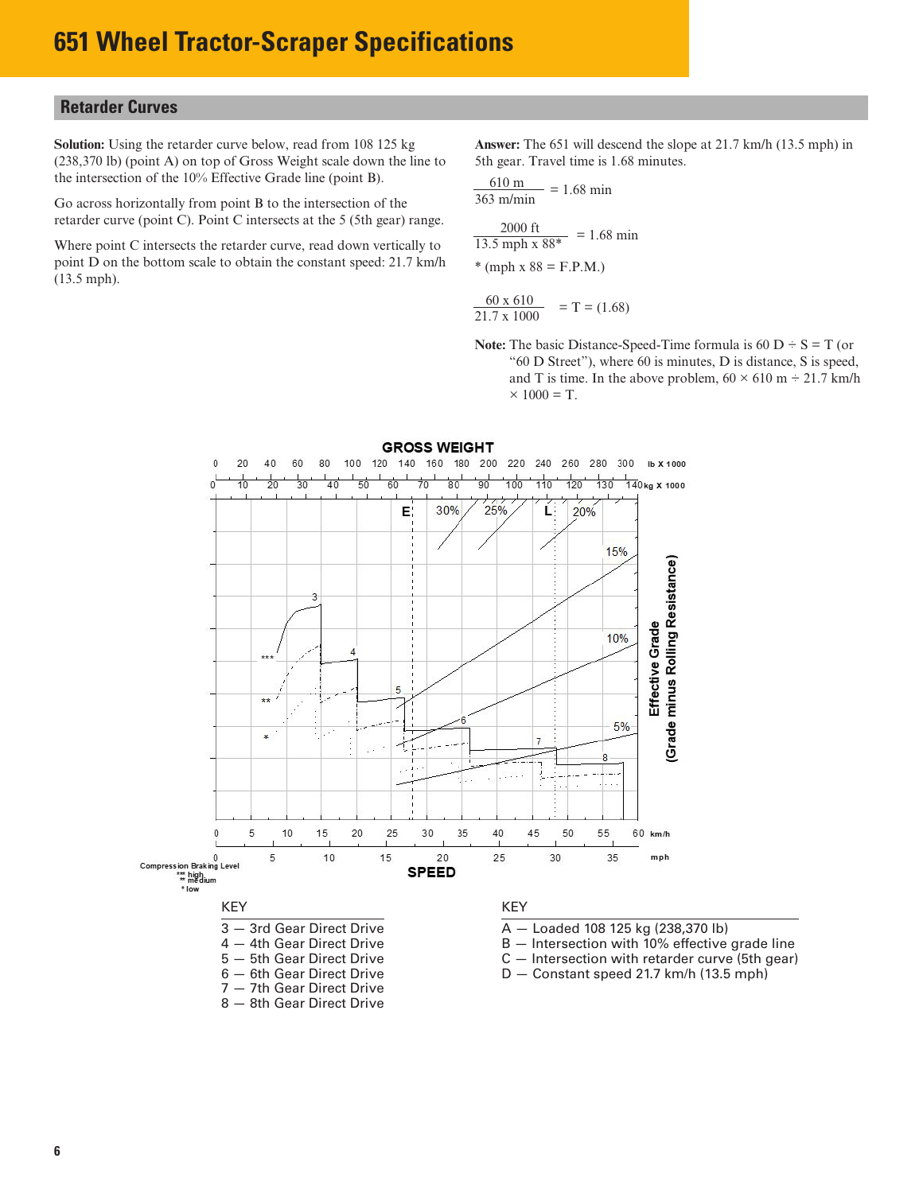# 651 Wheel Tractor-Scraper Specifications

## Retarder Curves

**Solution:** Using the retarder curve below, read from 108 125 kg (238,370 lb) (point A) on top of Gross Weight scale down the line to the intersection of the 10% Effective Grade line (point B).

Go across horizontally from point B to the intersection of the retarder curve (point C). Point C intersects at the 5 (5th gear) range.

Where point C intersects the retarder curve, read down vertically to point D on the bottom scale to obtain the constant speed: 21.7 km/h (13.5 mph).

**Answer:** The 651 will descend the slope at 21.7 km/h (13.5 mph) in 5th gear. Travel time is 1.68 minutes.

$$\frac{610 \text{ m}}{363 \text{ m/min}} = 1.68 \text{ min}$$

$$\frac{2000 \text{ ft}}{13.5 \text{ mph} \times 88^*} = 1.68 \text{ min}$$

* (mph x 88 = F.P.M.)

$$\frac{60 \times 610}{21.7 \times 1000} = T = (1.68)$$

**Note:** The basic Distance-Speed-Time formula is 60 D ÷ S = T (or "60 D Street"), where 60 is minutes, D is distance, S is speed, and T is time. In the above problem, 60 × 610 m ÷ 21.7 km/h × 1000 = T.

GROSS WEIGHT

Compression Braking Level
*** high
** medium
* low

SPEED

| KEY | |
|---|---|
| 3 | 3rd Gear Direct Drive |
| 4 | 4th Gear Direct Drive |
| 5 | 5th Gear Direct Drive |
| 6 | 6th Gear Direct Drive |
| 7 | 7th Gear Direct Drive |
| 8 | 8th Gear Direct Drive |

| KEY | |
|---|---|
| A | Loaded 108 125 kg (238,370 lb) |
| B | Intersection with 10% effective grade line |
| C | Intersection with retarder curve (5th gear) |
| D | Constant speed 21.7 km/h (13.5 mph) |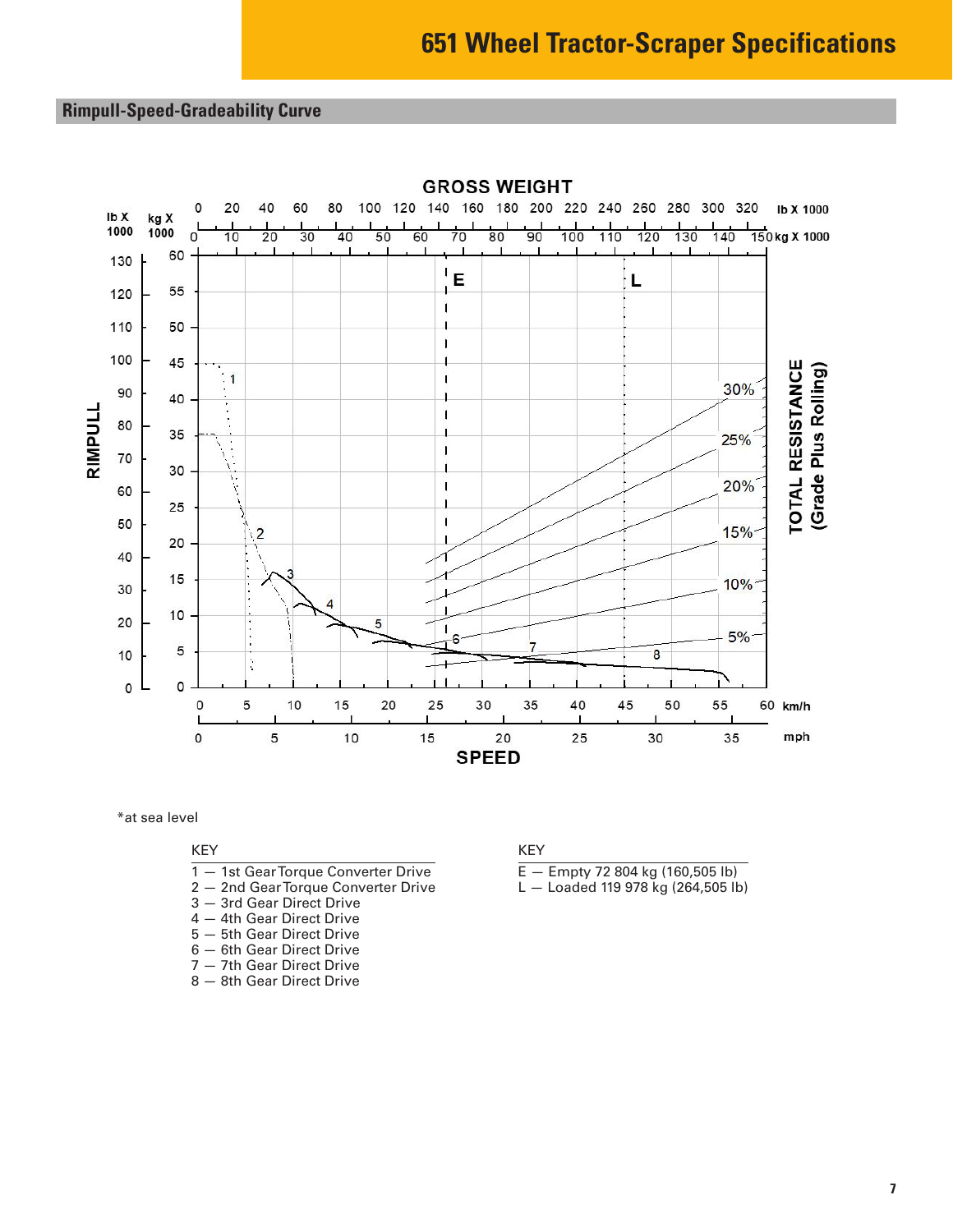## Rimpull-Speed-Gradeability Curve

*at sea level

| KEY |
|---|
| 1 — 1st Gear Torque Converter Drive |
| 2 — 2nd Gear Torque Converter Drive |
| 3 — 3rd Gear Direct Drive |
| 4 — 4th Gear Direct Drive |
| 5 — 5th Gear Direct Drive |
| 6 — 6th Gear Direct Drive |
| 7 — 7th Gear Direct Drive |
| 8 — 8th Gear Direct Drive |

| KEY |
|---|
| E — Empty 72 804 kg (160,505 lb) |
| L — Loaded 119 978 kg (264,505 lb) |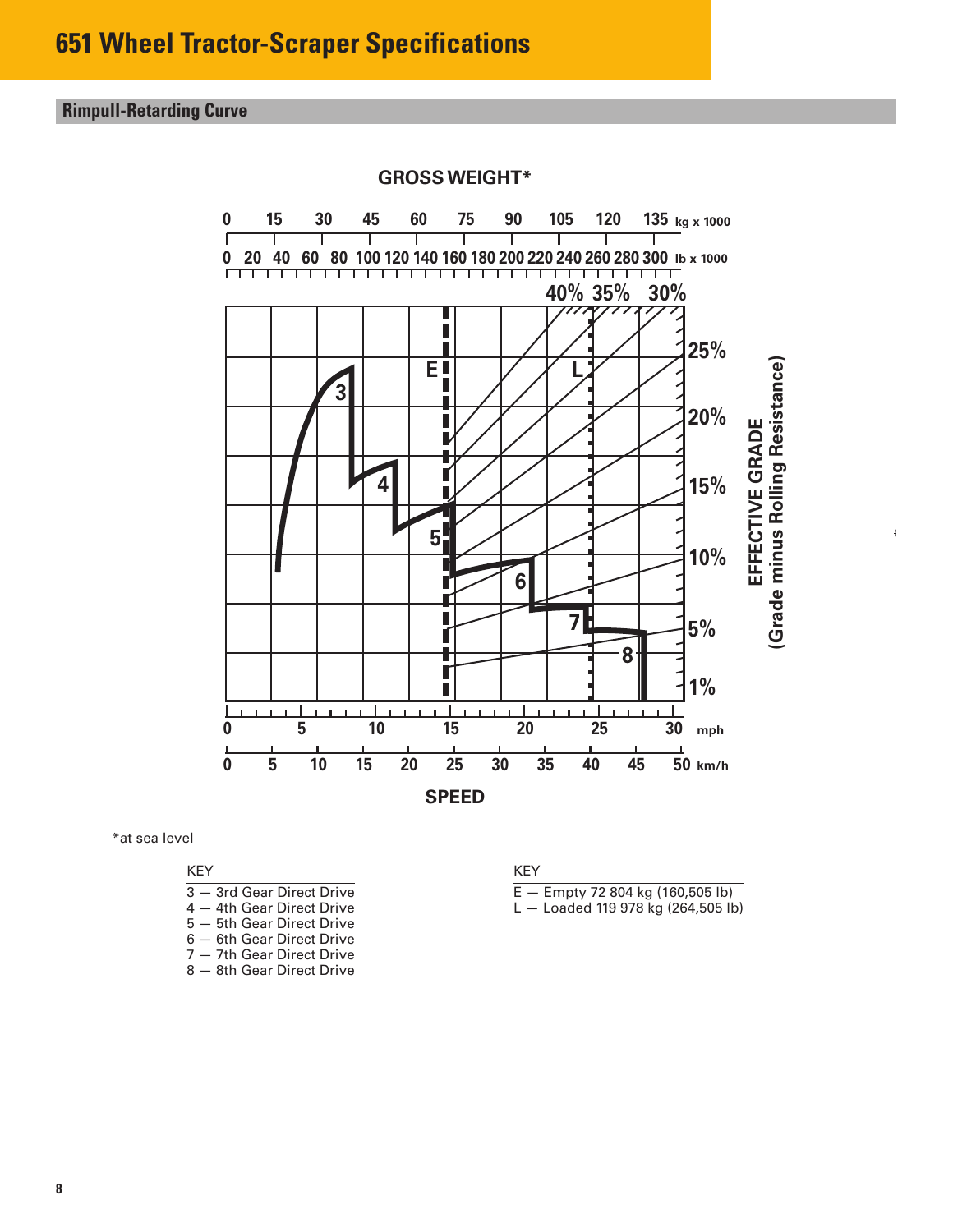# 651 Wheel Tractor-Scraper Specifications

## Rimpull-Retarding Curve

GROSS WEIGHT*

EFFECTIVE GRADE (Grade minus Rolling Resistance)

SPEED

*at sea level

| KEY |
|---|
| 3 — 3rd Gear Direct Drive |
| 4 — 4th Gear Direct Drive |
| 5 — 5th Gear Direct Drive |
| 6 — 6th Gear Direct Drive |
| 7 — 7th Gear Direct Drive |
| 8 — 8th Gear Direct Drive |

| KEY |
|---|
| E — Empty 72 804 kg (160,505 lb) |
| L — Loaded 119 978 kg (264,505 lb) |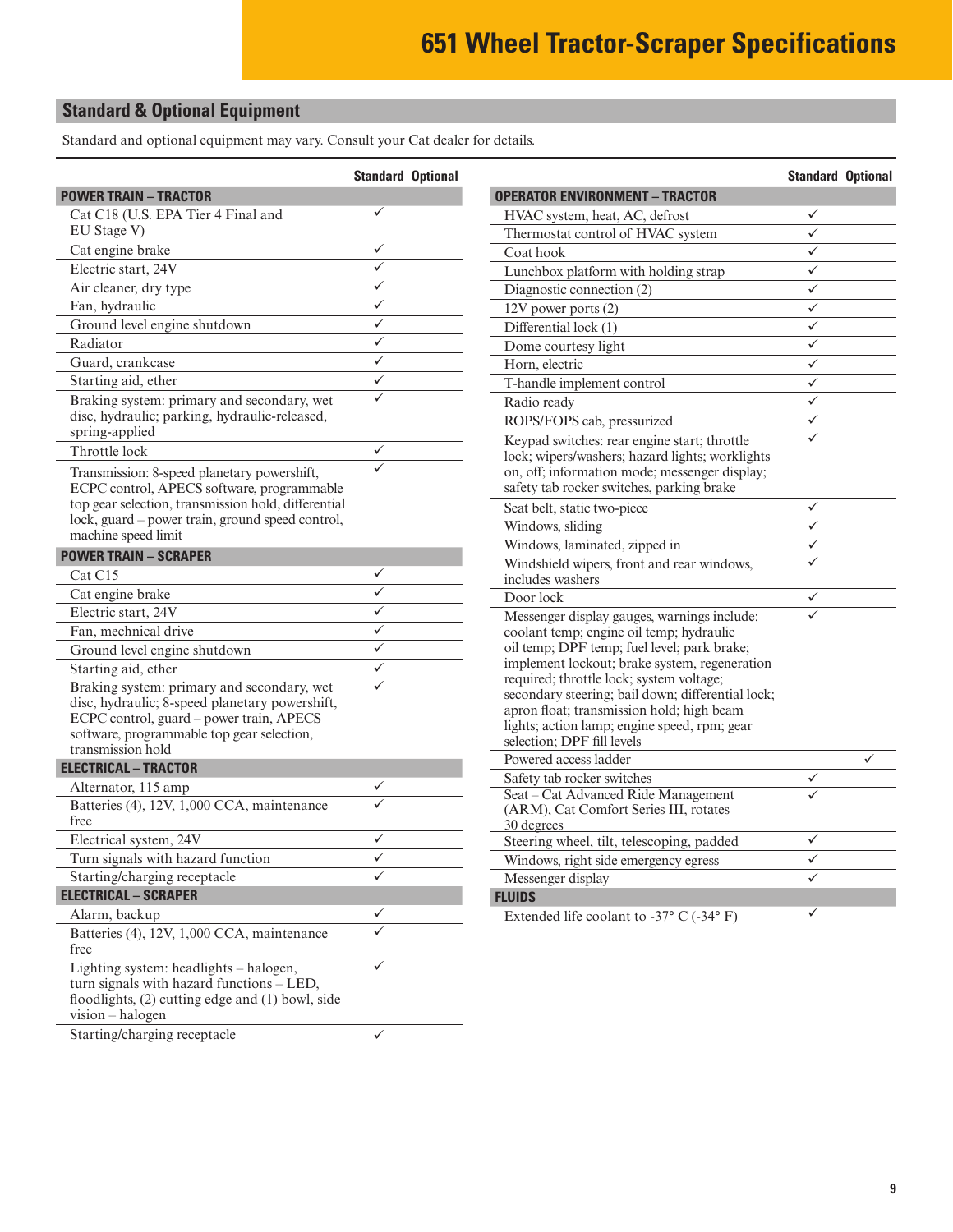# 651 Wheel Tractor-Scraper Specifications

## Standard & Optional Equipment

Standard and optional equipment may vary. Consult your Cat dealer for details.

| | Standard | Optional |
|---|---|---|
| **POWER TRAIN – TRACTOR** | | |
| Cat C18 (U.S. EPA Tier 4 Final and EU Stage V) | ✓ | |
| Cat engine brake | ✓ | |
| Electric start, 24V | ✓ | |
| Air cleaner, dry type | ✓ | |
| Fan, hydraulic | ✓ | |
| Ground level engine shutdown | ✓ | |
| Radiator | ✓ | |
| Guard, crankcase | ✓ | |
| Starting aid, ether | ✓ | |
| Braking system: primary and secondary, wet disc, hydraulic; parking, hydraulic-released, spring-applied | ✓ | |
| Throttle lock | ✓ | |
| Transmission: 8-speed planetary powershift, ECPC control, APECS software, programmable top gear selection, transmission hold, differential lock, guard – power train, ground speed control, machine speed limit | ✓ | |
| **POWER TRAIN – SCRAPER** | | |
| Cat C15 | ✓ | |
| Cat engine brake | ✓ | |
| Electric start, 24V | ✓ | |
| Fan, mechnical drive | ✓ | |
| Ground level engine shutdown | ✓ | |
| Starting aid, ether | ✓ | |
| Braking system: primary and secondary, wet disc, hydraulic; 8-speed planetary powershift, ECPC control, guard – power train, APECS software, programmable top gear selection, transmission hold | ✓ | |
| **ELECTRICAL – TRACTOR** | | |
| Alternator, 115 amp | ✓ | |
| Batteries (4), 12V, 1,000 CCA, maintenance free | ✓ | |
| Electrical system, 24V | ✓ | |
| Turn signals with hazard function | ✓ | |
| Starting/charging receptacle | ✓ | |
| **ELECTRICAL – SCRAPER** | | |
| Alarm, backup | ✓ | |
| Batteries (4), 12V, 1,000 CCA, maintenance free | ✓ | |
| Lighting system: headlights – halogen, turn signals with hazard functions – LED, floodlights, (2) cutting edge and (1) bowl, side vision – halogen | ✓ | |
| Starting/charging receptacle | ✓ | |

| | Standard | Optional |
|---|---|---|
| **OPERATOR ENVIRONMENT – TRACTOR** | | |
| HVAC system, heat, AC, defrost | ✓ | |
| Thermostat control of HVAC system | ✓ | |
| Coat hook | ✓ | |
| Lunchbox platform with holding strap | ✓ | |
| Diagnostic connection (2) | ✓ | |
| 12V power ports (2) | ✓ | |
| Differential lock (1) | ✓ | |
| Dome courtesy light | ✓ | |
| Horn, electric | ✓ | |
| T-handle implement control | ✓ | |
| Radio ready | ✓ | |
| ROPS/FOPS cab, pressurized | ✓ | |
| Keypad switches: rear engine start; throttle lock; wipers/washers; hazard lights; worklights on, off; information mode; messenger display; safety tab rocker switches, parking brake | ✓ | |
| Seat belt, static two-piece | ✓ | |
| Windows, sliding | ✓ | |
| Windows, laminated, zipped in | ✓ | |
| Windshield wipers, front and rear windows, includes washers | ✓ | |
| Door lock | ✓ | |
| Messenger display gauges, warnings include: coolant temp; engine oil temp; hydraulic oil temp; DPF temp; fuel level; park brake; implement lockout; brake system, regeneration required; throttle lock; system voltage; secondary steering; bail down; differential lock; apron float; transmission hold; high beam lights; action lamp; engine speed, rpm; gear selection; DPF fill levels | ✓ | |
| Powered access ladder | | ✓ |
| Safety tab rocker switches | ✓ | |
| Seat – Cat Advanced Ride Management (ARM), Cat Comfort Series III, rotates 30 degrees | ✓ | |
| Steering wheel, tilt, telescoping, padded | ✓ | |
| Windows, right side emergency egress | ✓ | |
| Messenger display | ✓ | |
| **FLUIDS** | | |
| Extended life coolant to -37° C (-34° F) | ✓ | |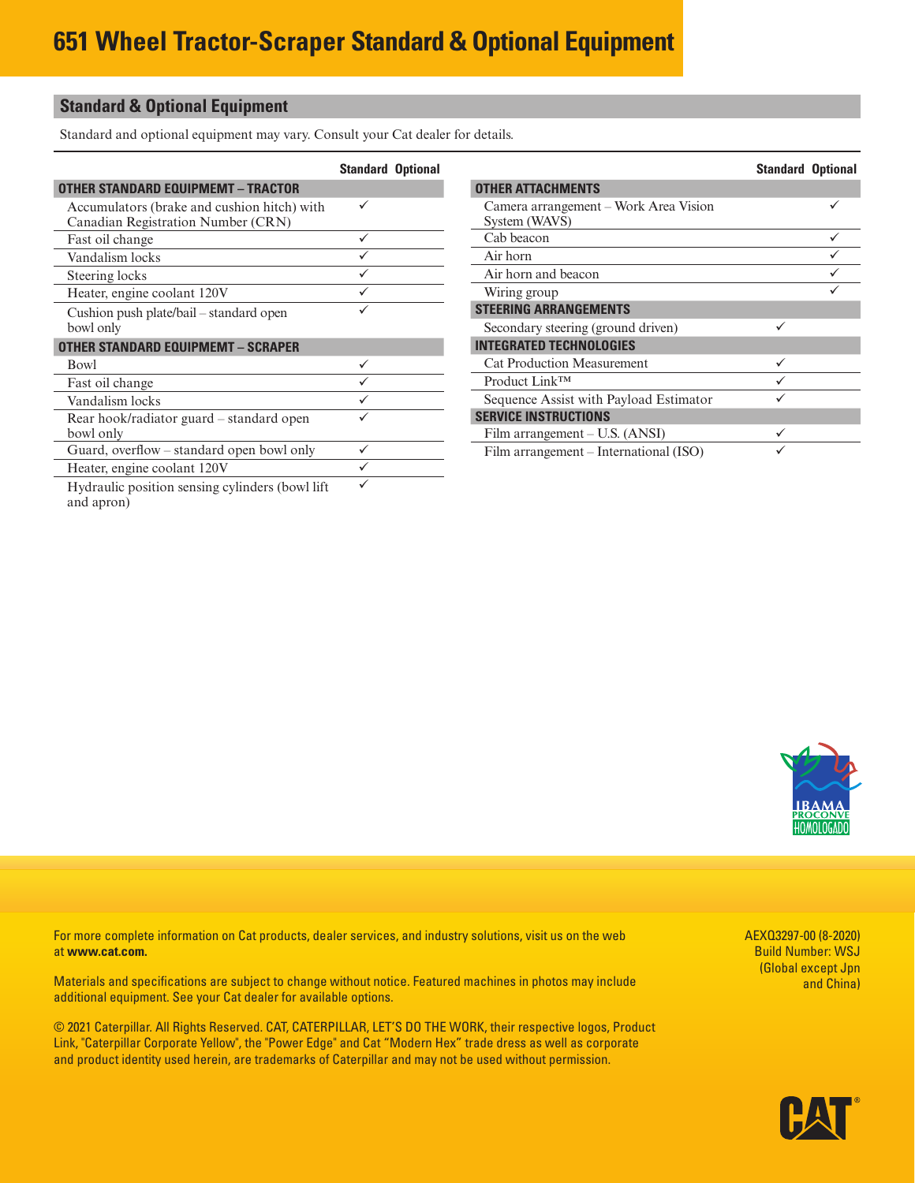# 651 Wheel Tractor-Scraper Standard & Optional Equipment

## Standard & Optional Equipment

Standard and optional equipment may vary. Consult your Cat dealer for details.

| | Standard | Optional |
|---|---|---|
| **OTHER STANDARD EQUIPMEMT – TRACTOR** | | |
| Accumulators (brake and cushion hitch) with Canadian Registration Number (CRN) | ✓ | |
| Fast oil change | ✓ | |
| Vandalism locks | ✓ | |
| Steering locks | ✓ | |
| Heater, engine coolant 120V | ✓ | |
| Cushion push plate/bail – standard open bowl only | ✓ | |
| **OTHER STANDARD EQUIPMEMT – SCRAPER** | | |
| Bowl | ✓ | |
| Fast oil change | ✓ | |
| Vandalism locks | ✓ | |
| Rear hook/radiator guard – standard open bowl only | ✓ | |
| Guard, overflow – standard open bowl only | ✓ | |
| Heater, engine coolant 120V | ✓ | |
| Hydraulic position sensing cylinders (bowl lift and apron) | ✓ | |

| | Standard | Optional |
|---|---|---|
| **OTHER ATTACHMENTS** | | |
| Camera arrangement – Work Area Vision System (WAVS) | | ✓ |
| Cab beacon | | ✓ |
| Air horn | | ✓ |
| Air horn and beacon | | ✓ |
| Wiring group | | ✓ |
| **STEERING ARRANGEMENTS** | | |
| Secondary steering (ground driven) | ✓ | |
| **INTEGRATED TECHNOLOGIES** | | |
| Cat Production Measurement | ✓ | |
| Product Link™ | ✓ | |
| Sequence Assist with Payload Estimator | ✓ | |
| **SERVICE INSTRUCTIONS** | | |
| Film arrangement – U.S. (ANSI) | ✓ | |
| Film arrangement – International (ISO) | ✓ | |

IBAMA PROCONVE HOMOLOGADO

For more complete information on Cat products, dealer services, and industry solutions, visit us on the web at **www.cat.com.**

Materials and specifications are subject to change without notice. Featured machines in photos may include additional equipment. See your Cat dealer for available options.

© 2021 Caterpillar. All Rights Reserved. CAT, CATERPILLAR, LET'S DO THE WORK, their respective logos, Product Link, "Caterpillar Corporate Yellow", the "Power Edge" and Cat "Modern Hex" trade dress as well as corporate and product identity used herein, are trademarks of Caterpillar and may not be used without permission.

AEXQ3297-00 (8-2020)
Build Number: WSJ
(Global except Jpn and China)

CAT®